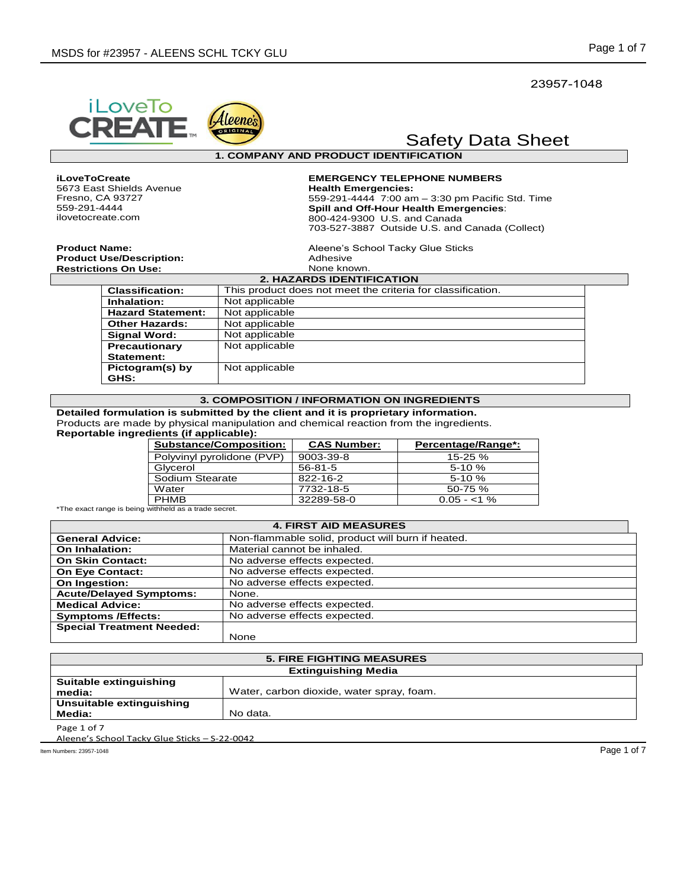23957-1048

# Safety Data Sheet

## 1. COMPANY AND PRODUCT IDENTIFICATION

**iLoveToCreate**
5673 East Shields Avenue
Fresno, CA 93727
559-291-4444
ilovetocreate.com

**EMERGENCY TELEPHONE NUMBERS**
**Health Emergencies:**
559-291-4444 7:00 am – 3:30 pm Pacific Std. Time
**Spill and Off-Hour Health Emergencies**:
800-424-9300 U.S. and Canada
703-527-3887 Outside U.S. and Canada (Collect)

**Product Name:** Aleene's School Tacky Glue Sticks
**Product Use/Description:** Adhesive
**Restrictions On Use:** None known.

## 2. HAZARDS IDENTIFICATION

| | |
|---|---|
| **Classification:** | This product does not meet the criteria for classification. |
| **Inhalation:** | Not applicable |
| **Hazard Statement:** | Not applicable |
| **Other Hazards:** | Not applicable |
| **Signal Word:** | Not applicable |
| **Precautionary Statement:** | Not applicable |
| **Pictogram(s) by GHS:** | Not applicable |

## 3. COMPOSITION / INFORMATION ON INGREDIENTS

**Detailed formulation is submitted by the client and it is proprietary information.**
Products are made by physical manipulation and chemical reaction from the ingredients.
**Reportable ingredients (if applicable):**

| Substance/Composition: | CAS Number: | Percentage/Range*: |
|---|---|---|
| Polyvinyl pyrolidone (PVP) | 9003-39-8 | 15-25 % |
| Glycerol | 56-81-5 | 5-10 % |
| Sodium Stearate | 822-16-2 | 5-10 % |
| Water | 7732-18-5 | 50-75 % |
| PHMB | 32289-58-0 | 0.05 - <1 % |

*The exact range is being withheld as a trade secret.

## 4. FIRST AID MEASURES

| | |
|---|---|
| **General Advice:** | Non-flammable solid, product will burn if heated. |
| **On Inhalation:** | Material cannot be inhaled. |
| **On Skin Contact:** | No adverse effects expected. |
| **On Eye Contact:** | No adverse effects expected. |
| **On Ingestion:** | No adverse effects expected. |
| **Acute/Delayed Symptoms:** | None. |
| **Medical Advice:** | No adverse effects expected. |
| **Symptoms /Effects:** | No adverse effects expected. |
| **Special Treatment Needed:** | None |

## 5. FIRE FIGHTING MEASURES

**Extinguishing Media**

| | |
|---|---|
| **Suitable extinguishing media:** | Water, carbon dioxide, water spray, foam. |
| **Unsuitable extinguishing Media:** | No data. |

Aleene's School Tacky Glue Sticks – S-22-0042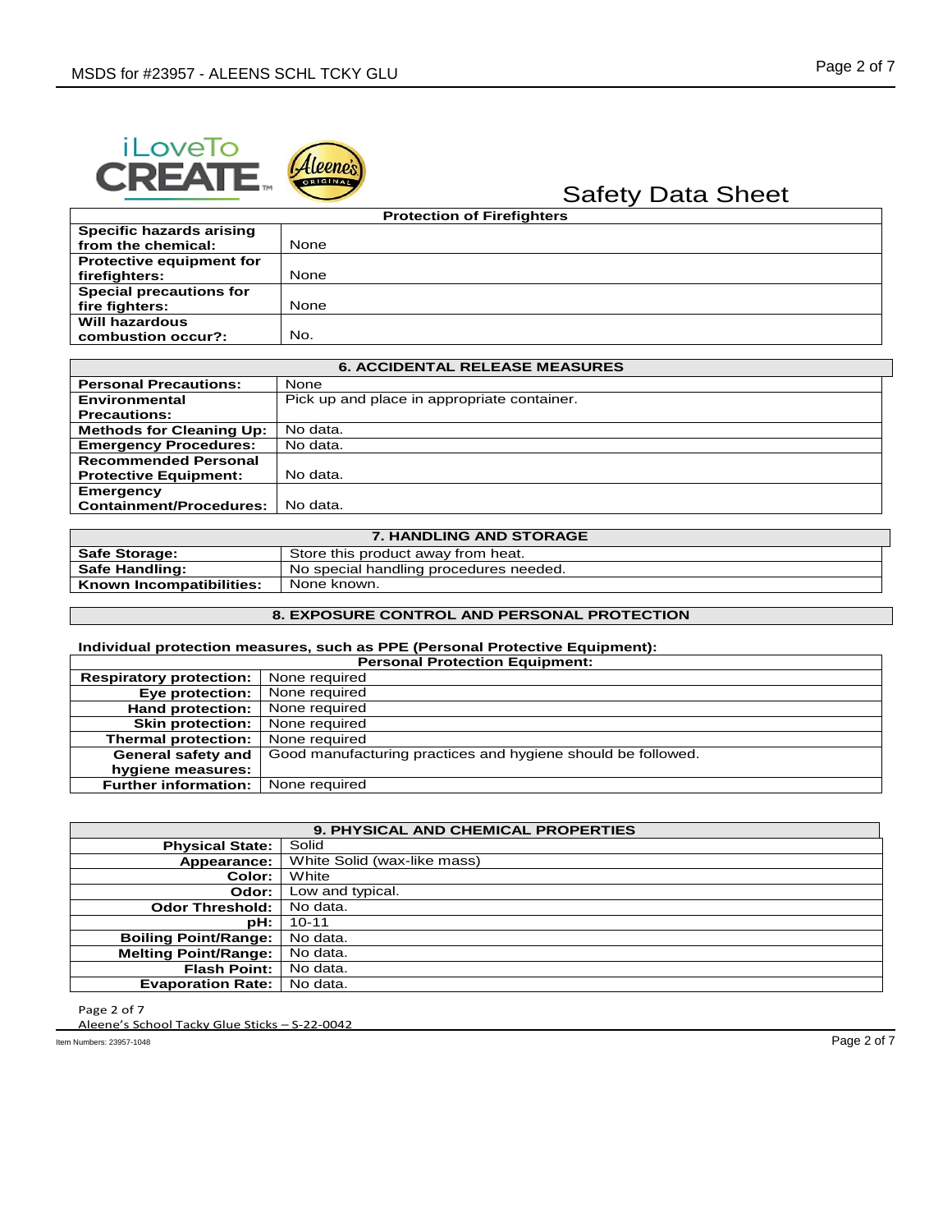Safety Data Sheet

| Protection of Firefighters | |
|---|---|
| **Specific hazards arising from the chemical:** | None |
| **Protective equipment for firefighters:** | None |
| **Special precautions for fire fighters:** | None |
| **Will hazardous combustion occur?:** | No. |

| 6. ACCIDENTAL RELEASE MEASURES | |
|---|---|
| **Personal Precautions:** | None |
| **Environmental Precautions:** | Pick up and place in appropriate container. |
| **Methods for Cleaning Up:** | No data. |
| **Emergency Procedures:** | No data. |
| **Recommended Personal Protective Equipment:** | No data. |
| **Emergency Containment/Procedures:** | No data. |

| 7. HANDLING AND STORAGE | |
|---|---|
| **Safe Storage:** | Store this product away from heat. |
| **Safe Handling:** | No special handling procedures needed. |
| **Known Incompatibilities:** | None known. |

## 8. EXPOSURE CONTROL AND PERSONAL PROTECTION

**Individual protection measures, such as PPE (Personal Protective Equipment):**

| Personal Protection Equipment: | |
|---|---|
| **Respiratory protection:** | None required |
| **Eye protection:** | None required |
| **Hand protection:** | None required |
| **Skin protection:** | None required |
| **Thermal protection:** | None required |
| **General safety and hygiene measures:** | Good manufacturing practices and hygiene should be followed. |
| **Further information:** | None required |

| 9. PHYSICAL AND CHEMICAL PROPERTIES | |
|---|---|
| **Physical State:** | Solid |
| **Appearance:** | White Solid (wax-like mass) |
| **Color:** | White |
| **Odor:** | Low and typical. |
| **Odor Threshold:** | No data. |
| **pH:** | 10-11 |
| **Boiling Point/Range:** | No data. |
| **Melting Point/Range:** | No data. |
| **Flash Point:** | No data. |
| **Evaporation Rate:** | No data. |

Aleene's School Tacky Glue Sticks – S-22-0042

Item Numbers: 23957-1048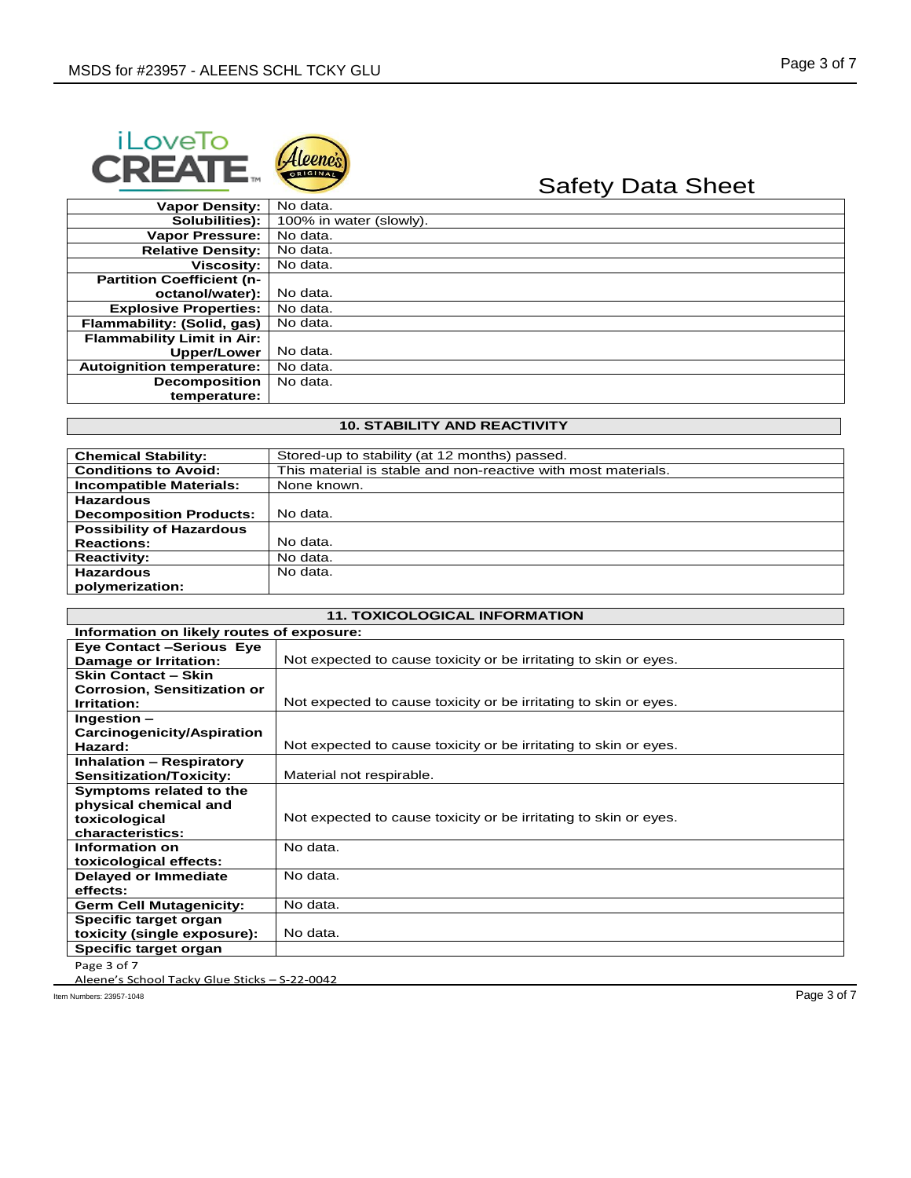Safety Data Sheet

| | |
|---|---|
| **Vapor Density:** | No data. |
| **Solubilities):** | 100% in water (slowly). |
| **Vapor Pressure:** | No data. |
| **Relative Density:** | No data. |
| **Viscosity:** | No data. |
| **Partition Coefficient (n-octanol/water):** | No data. |
| **Explosive Properties:** | No data. |
| **Flammability: (Solid, gas)** | No data. |
| **Flammability Limit in Air: Upper/Lower** | No data. |
| **Autoignition temperature:** | No data. |
| **Decomposition temperature:** | No data. |

## 10. STABILITY AND REACTIVITY

| | |
|---|---|
| **Chemical Stability:** | Stored-up to stability (at 12 months) passed. |
| **Conditions to Avoid:** | This material is stable and non-reactive with most materials. |
| **Incompatible Materials:** | None known. |
| **Hazardous Decomposition Products:** | No data. |
| **Possibility of Hazardous Reactions:** | No data. |
| **Reactivity:** | No data. |
| **Hazardous polymerization:** | No data. |

## 11. TOXICOLOGICAL INFORMATION

**Information on likely routes of exposure:**

| | |
|---|---|
| **Eye Contact –Serious Eye Damage or Irritation:** | Not expected to cause toxicity or be irritating to skin or eyes. |
| **Skin Contact – Skin Corrosion, Sensitization or Irritation:** | Not expected to cause toxicity or be irritating to skin or eyes. |
| **Ingestion – Carcinogenicity/Aspiration Hazard:** | Not expected to cause toxicity or be irritating to skin or eyes. |
| **Inhalation – Respiratory Sensitization/Toxicity:** | Material not respirable. |
| **Symptoms related to the physical chemical and toxicological characteristics:** | Not expected to cause toxicity or be irritating to skin or eyes. |
| **Information on toxicological effects:** | No data. |
| **Delayed or Immediate effects:** | No data. |
| **Germ Cell Mutagenicity:** | No data. |
| **Specific target organ toxicity (single exposure):** | No data. |
| **Specific target organ** | |

Aleene's School Tacky Glue Sticks – S-22-0042

Item Numbers: 23957-1048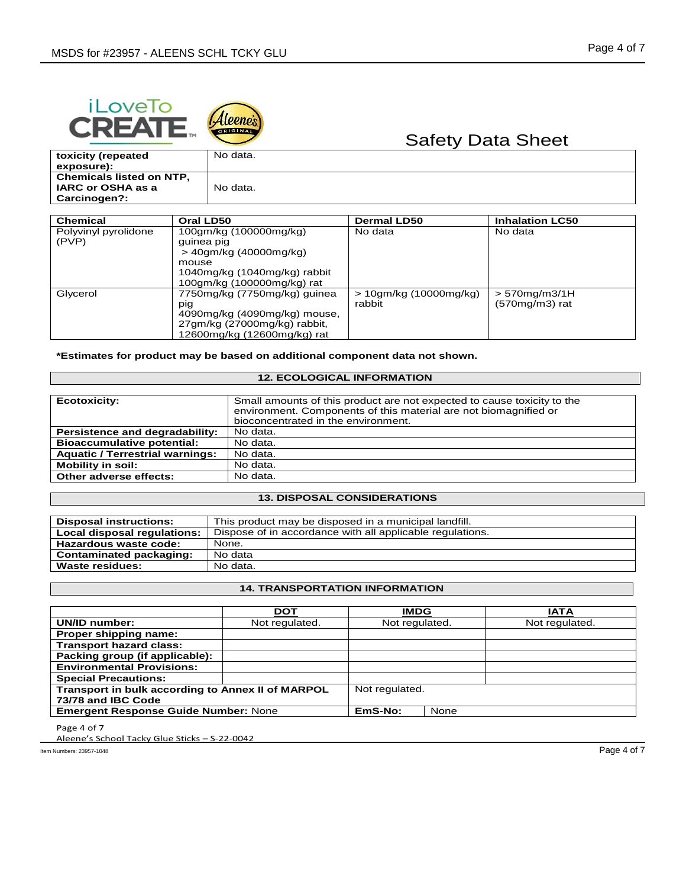| | |
|---|---|
| **toxicity (repeated exposure):** | No data. |
| **Chemicals listed on NTP, IARC or OSHA as a Carcinogen?:** | No data. |

| **Chemical** | **Oral LD50** | **Dermal LD50** | **Inhalation LC50** |
|---|---|---|---|
| Polyvinyl pyrolidone (PVP) | 100gm/kg (100000mg/kg) guinea pig<br>> 40gm/kg (40000mg/kg) mouse<br>1040mg/kg (1040mg/kg) rabbit<br>100gm/kg (100000mg/kg) rat | No data | No data |
| Glycerol | 7750mg/kg (7750mg/kg) guinea pig<br>4090mg/kg (4090mg/kg) mouse,<br>27gm/kg (27000mg/kg) rabbit,<br>12600mg/kg (12600mg/kg) rat | > 10gm/kg (10000mg/kg) rabbit | > 570mg/m3/1H (570mg/m3) rat |

**\*Estimates for product may be based on additional component data not shown.**

## 12. ECOLOGICAL INFORMATION

| | |
|---|---|
| **Ecotoxicity:** | Small amounts of this product are not expected to cause toxicity to the environment. Components of this material are not biomagnified or bioconcentrated in the environment. |
| **Persistence and degradability:** | No data. |
| **Bioaccumulative potential:** | No data. |
| **Aquatic / Terrestrial warnings:** | No data. |
| **Mobility in soil:** | No data. |
| **Other adverse effects:** | No data. |

## 13. DISPOSAL CONSIDERATIONS

| | |
|---|---|
| **Disposal instructions:** | This product may be disposed in a municipal landfill. |
| **Local disposal regulations:** | Dispose of in accordance with all applicable regulations. |
| **Hazardous waste code:** | None. |
| **Contaminated packaging:** | No data |
| **Waste residues:** | No data. |

## 14. TRANSPORTATION INFORMATION

| | **DOT** | **IMDG** | **IATA** |
|---|---|---|---|
| **UN/ID number:** | Not regulated. | Not regulated. | Not regulated. |
| **Proper shipping name:** | | | |
| **Transport hazard class:** | | | |
| **Packing group (if applicable):** | | | |
| **Environmental Provisions:** | | | |
| **Special Precautions:** | | | |
| **Transport in bulk according to Annex II of MARPOL 73/78 and IBC Code** | | Not regulated. | |
| **Emergent Response Guide Number:** None | | **EmS-No:** | None |

Aleene's School Tacky Glue Sticks – S-22-0042

Item Numbers: 23957-1048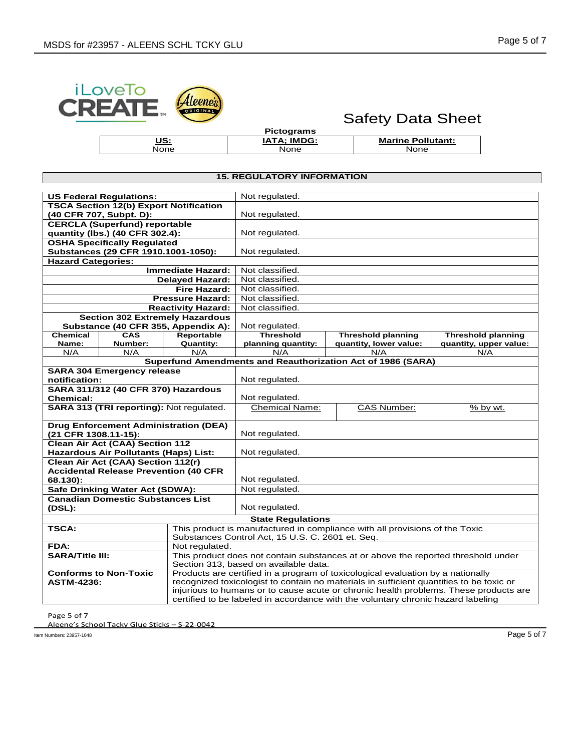Safety Data Sheet

**Pictograms**

| US: | IATA; IMDG: | Marine Pollutant: |
|---|---|---|
| None | None | None |

## 15. REGULATORY INFORMATION

| | |
|---|---|
| **US Federal Regulations:** | Not regulated. |
| **TSCA Section 12(b) Export Notification (40 CFR 707, Subpt. D):** | Not regulated. |
| **CERCLA (Superfund) reportable quantity (lbs.) (40 CFR 302.4):** | Not regulated. |
| **OSHA Specifically Regulated Substances (29 CFR 1910.1001-1050):** | Not regulated. |
| **Hazard Categories:** | |
| **Immediate Hazard:** | Not classified. |
| **Delayed Hazard:** | Not classified. |
| **Fire Hazard:** | Not classified. |
| **Pressure Hazard:** | Not classified. |
| **Reactivity Hazard:** | Not classified. |
| **Section 302 Extremely Hazardous Substance (40 CFR 355, Appendix A):** | Not regulated. |

| Chemical Name: | CAS Number: | Reportable Quantity: | Threshold planning quantity: | Threshold planning quantity, lower value: | Threshold planning quantity, upper value: |
|---|---|---|---|---|---|
| N/A | N/A | N/A | N/A | N/A | N/A |

**Superfund Amendments and Reauthorization Act of 1986 (SARA)**

| | |
|---|---|
| **SARA 304 Emergency release notification:** | Not regulated. |
| **SARA 311/312 (40 CFR 370) Hazardous Chemical:** | Not regulated. |

| SARA 313 (TRI reporting): Not regulated. | Chemical Name: | CAS Number: | % by wt. |
|---|---|---|---|
| | | | |

| | |
|---|---|
| **Drug Enforcement Administration (DEA) (21 CFR 1308.11-15):** | Not regulated. |
| **Clean Air Act (CAA) Section 112 Hazardous Air Pollutants (Haps) List:** | Not regulated. |
| **Clean Air Act (CAA) Section 112(r) Accidental Release Prevention (40 CFR 68.130):** | Not regulated. |
| **Safe Drinking Water Act (SDWA):** | Not regulated. |
| **Canadian Domestic Substances List (DSL):** | Not regulated. |

**State Regulations**

| | |
|---|---|
| **TSCA:** | This product is manufactured in compliance with all provisions of the Toxic Substances Control Act, 15 U.S. C. 2601 et. Seq. |
| **FDA:** | Not regulated. |
| **SARA/Title III:** | This product does not contain substances at or above the reported threshold under Section 313, based on available data. |
| **Conforms to Non-Toxic ASTM-4236:** | Products are certified in a program of toxicological evaluation by a nationally recognized toxicologist to contain no materials in sufficient quantities to be toxic or injurious to humans or to cause acute or chronic health problems. These products are certified to be labeled in accordance with the voluntary chronic hazard labeling |

Aleene's School Tacky Glue Sticks – S-22-0042

Item Numbers: 23957-1048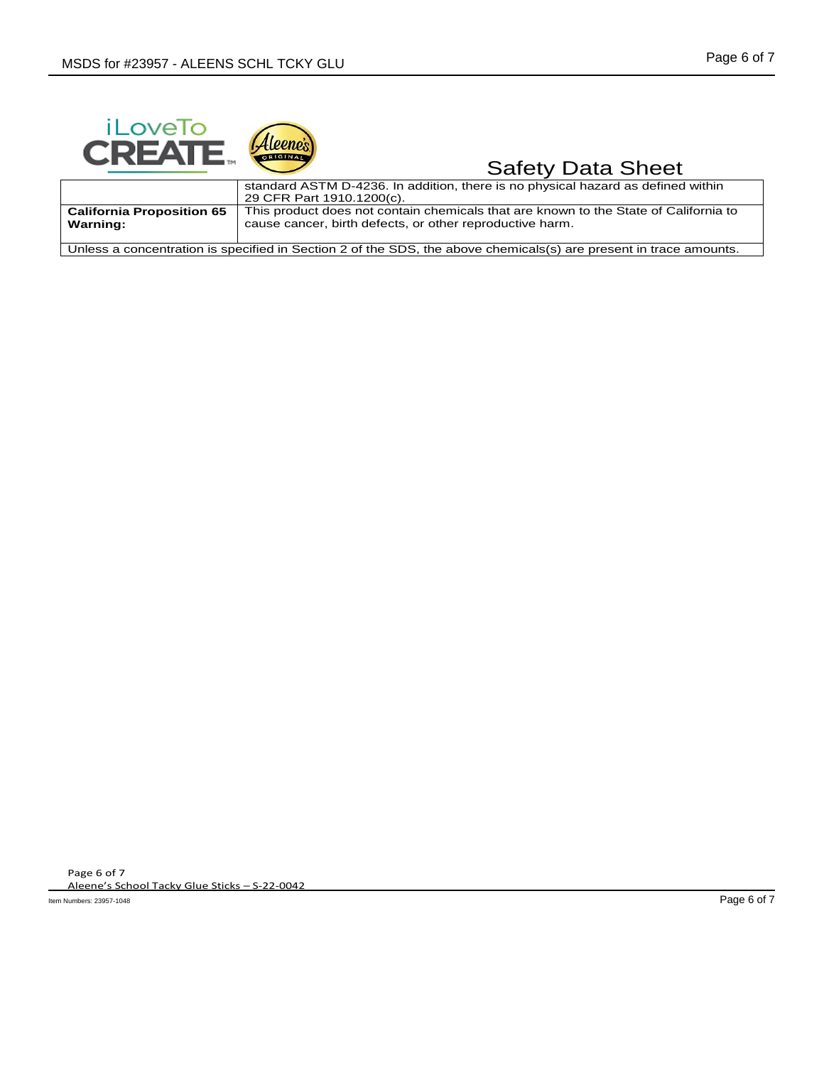| | |
|---|---|
| | standard ASTM D-4236. In addition, there is no physical hazard as defined within 29 CFR Part 1910.1200(c). |
| **California Proposition 65 Warning:** | This product does not contain chemicals that are known to the State of California to cause cancer, birth defects, or other reproductive harm. |
| Unless a concentration is specified in Section 2 of the SDS, the above chemicals(s) are present in trace amounts. | |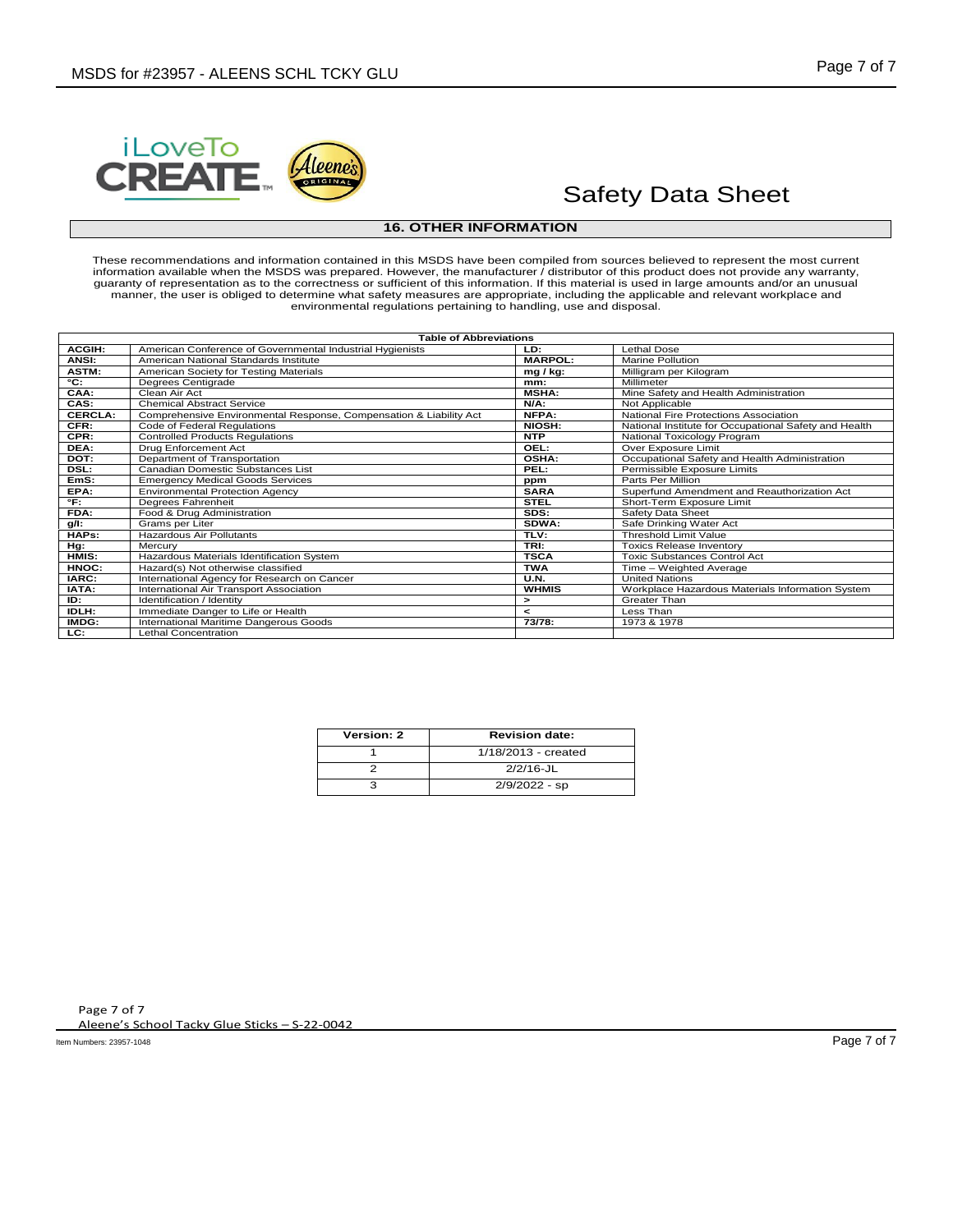# Safety Data Sheet

## 16. OTHER INFORMATION

These recommendations and information contained in this MSDS have been compiled from sources believed to represent the most current information available when the MSDS was prepared. However, the manufacturer / distributor of this product does not provide any warranty, guaranty of representation as to the correctness or sufficient of this information. If this material is used in large amounts and/or an unusual manner, the user is obliged to determine what safety measures are appropriate, including the applicable and relevant workplace and environmental regulations pertaining to handling, use and disposal.

| Table of Abbreviations | | | |
|---|---|---|---|
| **ACGIH:** | American Conference of Governmental Industrial Hygienists | **LD:** | Lethal Dose |
| **ANSI:** | American National Standards Institute | **MARPOL:** | Marine Pollution |
| **ASTM:** | American Society for Testing Materials | **mg / kg:** | Milligram per Kilogram |
| **°C:** | Degrees Centigrade | **mm:** | Millimeter |
| **CAA:** | Clean Air Act | **MSHA:** | Mine Safety and Health Administration |
| **CAS:** | Chemical Abstract Service | **N/A:** | Not Applicable |
| **CERCLA:** | Comprehensive Environmental Response, Compensation & Liability Act | **NFPA:** | National Fire Protections Association |
| **CFR:** | Code of Federal Regulations | **NIOSH:** | National Institute for Occupational Safety and Health |
| **CPR:** | Controlled Products Regulations | **NTP** | National Toxicology Program |
| **DEA:** | Drug Enforcement Act | **OEL:** | Over Exposure Limit |
| **DOT:** | Department of Transportation | **OSHA:** | Occupational Safety and Health Administration |
| **DSL:** | Canadian Domestic Substances List | **PEL:** | Permissible Exposure Limits |
| **EmS:** | Emergency Medical Goods Services | **ppm** | Parts Per Million |
| **EPA:** | Environmental Protection Agency | **SARA** | Superfund Amendment and Reauthorization Act |
| **°F:** | Degrees Fahrenheit | **STEL** | Short-Term Exposure Limit |
| **FDA:** | Food & Drug Administration | **SDS:** | Safety Data Sheet |
| **g/l:** | Grams per Liter | **SDWA:** | Safe Drinking Water Act |
| **HAPs:** | Hazardous Air Pollutants | **TLV:** | Threshold Limit Value |
| **Hg:** | Mercury | **TRI:** | Toxics Release Inventory |
| **HMIS:** | Hazardous Materials Identification System | **TSCA** | Toxic Substances Control Act |
| **HNOC:** | Hazard(s) Not otherwise classified | **TWA** | Time – Weighted Average |
| **IARC:** | International Agency for Research on Cancer | **U.N.** | United Nations |
| **IATA:** | International Air Transport Association | **WHMIS** | Workplace Hazardous Materials Information System |
| **ID:** | Identification / Identity | **>** | Greater Than |
| **IDLH:** | Immediate Danger to Life or Health | **<** | Less Than |
| **IMDG:** | International Maritime Dangerous Goods | **73/78:** | 1973 & 1978 |
| **LC:** | Lethal Concentration | | |

| Version: 2 | Revision date: |
|---|---|
| 1 | 1/18/2013 - created |
| 2 | 2/2/16-JL |
| 3 | 2/9/2022 - sp |

Aleene's School Tacky Glue Sticks – S-22-0042

Item Numbers: 23957-1048